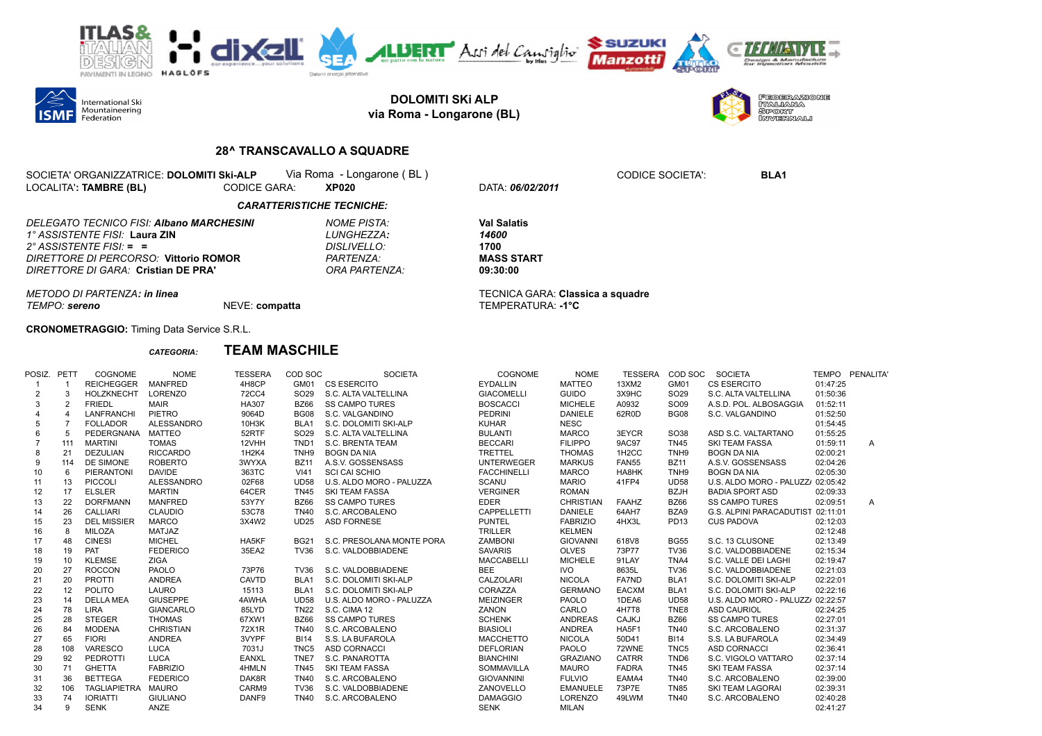**DOLOMITI SKi ALP**
**via Roma - Longarone (BL)**

## 28^ TRANSCAVALLO A SQUADRE

SOCIETA' ORGANIZZATRICE: **DOLOMITI Ski-ALP** Via Roma - Longarone ( BL ) CODICE SOCIETA': **BLA1**
LOCALITA'**: TAMBRE (BL)** CODICE GARA: **XP020** DATA: ***06/02/2011***

***CARATTERISTICHE TECNICHE:***

*DELEGATO TECNICO FISI:* ***Albano MARCHESINI*** *NOME PISTA:* **Val Salatis**
*1° ASSISTENTE FISI:* **Laura ZIN** *LUNGHEZZA:* ***14600***
*2° ASSISTENTE FISI:* **= =** *DISLIVELLO:* **1700**
*DIRETTORE DI PERCORSO:* **Vittorio ROMOR** *PARTENZA:* **MASS START**
*DIRETTORE DI GARA:* **Cristian DE PRA'** *ORA PARTENZA:* **09:30:00**

*METODO DI PARTENZA:* ***in linea*** TECNICA GARA: **Classica a squadre**
*TEMPO:* ***sereno*** NEVE: **compatta** TEMPERATURA: **-1°C**

**CRONOMETRAGGIO:** Timing Data Service S.R.L.

*CATEGORIA:* **TEAM MASCHILE**

| POSIZ. | PETT | COGNOME | NOME | TESSERA | COD SOC | SOCIETA | COGNOME | NOME | TESSERA | COD SOC | SOCIETA | TEMPO | PENALITA' |
|---|---|---|---|---|---|---|---|---|---|---|---|---|---|
| 1 | 1 | REICHEGGER | MANFRED | 4H8CP | GM01 | CS ESERCITO | EYDALLIN | MATTEO | 13XM2 | GM01 | CS ESERCITO | 01:47:25 | |
| 2 | 3 | HOLZKNECHT | LORENZO | 72CC4 | SO29 | S.C. ALTA VALTELLINA | GIACOMELLI | GUIDO | 3X9HC | SO29 | S.C. ALTA VALTELLINA | 01:50:36 | |
| 3 | 2 | FRIEDL | MAIR | HA307 | BZ66 | SS CAMPO TURES | BOSCACCI | MICHELE | A0932 | SO09 | A.S.D. POL. ALBOSAGGIA | 01:52:11 | |
| 4 | 4 | LANFRANCHI | PIETRO | 9064D | BG08 | S.C. VALGANDINO | PEDRINI | DANIELE | 62R0D | BG08 | S.C. VALGANDINO | 01:52:50 | |
| 5 | 7 | FOLLADOR | ALESSANDRO | 10H3K | BLA1 | S.C. DOLOMITI SKI-ALP | KUHAR | NESC | | | | 01:54:45 | |
| 6 | 5 | PEDERGNANA | MATTEO | 52RTF | SO29 | S.C. ALTA VALTELLINA | BULANTI | MARCO | 3EYCR | SO38 | ASD S.C. VALTARTANO | 01:55:25 | |
| 7 | 111 | MARTINI | TOMAS | 12VHH | TND1 | S.C. BRENTA TEAM | BECCARI | FILIPPO | 9AC97 | TN45 | SKI TEAM FASSA | 01:59:11 | A |
| 8 | 21 | DEZULIAN | RICCARDO | 1H2K4 | TNH9 | BOGN DA NIA | TRETTEL | THOMAS | 1H2CC | TNH9 | BOGN DA NIA | 02:00:21 | |
| 9 | 114 | DE SIMONE | ROBERTO | 3WYXA | BZ11 | A.S.V. GOSSENSASS | UNTERWEGER | MARKUS | FAN55 | BZ11 | A.S.V. GOSSENSASS | 02:04:26 | |
| 10 | 6 | PIERANTONI | DAVIDE | 363TC | VI41 | SCI CAI SCHIO | FACCHINELLI | MARCO | HA8HK | TNH9 | BOGN DA NIA | 02:05:30 | |
| 11 | 13 | PICCOLI | ALESSANDRO | 02F68 | UD58 | U.S. ALDO MORO - PALUZZA | SCANU | MARIO | 41FP4 | UD58 | U.S. ALDO MORO - PALUZZA | 02:05:42 | |
| 12 | 17 | ELSLER | MARTIN | 64CER | TN45 | SKI TEAM FASSA | VERGINER | ROMAN | | BZJH | BADIA SPORT ASD | 02:09:33 | |
| 13 | 22 | DORFMANN | MANFRED | 53Y7Y | BZ66 | SS CAMPO TURES | EDER | CHRISTIAN | FAAHZ | BZ66 | SS CAMPO TURES | 02:09:51 | A |
| 14 | 26 | CALLIARI | CLAUDIO | 53C78 | TN40 | S.C. ARCOBALENO | CAPPELLETTI | DANIELE | 64AH7 | BZA9 | G.S. ALPINI PARACADUTIST | 02:11:01 | |
| 15 | 23 | DEL MISSIER | MARCO | 3X4W2 | UD25 | ASD FORNESE | PUNTEL | FABRIZIO | 4HX3L | PD13 | CUS PADOVA | 02:12:03 | |
| 16 | 8 | MILOZA | MATJAZ | | | | TRILLER | KELMEN | | | | 02:12:48 | |
| 17 | 48 | CINESI | MICHEL | HA5KF | BG21 | S.C. PRESOLANA MONTE PORA | ZAMBONI | GIOVANNI | 618V8 | BG55 | S.C. 13 CLUSONE | 02:13:49 | |
| 18 | 19 | PAT | FEDERICO | 35EA2 | TV36 | S.C. VALDOBBIADENE | SAVARIS | OLVES | 73P77 | TV36 | S.C. VALDOBBIADENE | 02:15:34 | |
| 19 | 10 | KLEMSE | ZIGA | | | | MACCABELLI | MICHELE | 91LAY | TNA4 | S.C. VALLE DEI LAGHI | 02:19:47 | |
| 20 | 27 | ROCCON | PAOLO | 73P76 | TV36 | S.C. VALDOBBIADENE | BEE | IVO | 8635L | TV36 | S.C. VALDOBBIADENE | 02:21:03 | |
| 21 | 20 | PROTTI | ANDREA | CAVTD | BLA1 | S.C. DOLOMITI SKI-ALP | CALZOLARI | NICOLA | FA7ND | BLA1 | S.C. DOLOMITI SKI-ALP | 02:22:01 | |
| 22 | 12 | POLITO | LAURO | 15113 | BLA1 | S.C. DOLOMITI SKI-ALP | CORAZZA | GERMANO | EACXM | BLA1 | S.C. DOLOMITI SKI-ALP | 02:22:16 | |
| 23 | 14 | DELLA MEA | GIUSEPPE | 4AWHA | UD58 | U.S. ALDO MORO - PALUZZA | MEIZINGER | PAOLO | 1DEA6 | UD58 | U.S. ALDO MORO - PALUZZA | 02:22:57 | |
| 24 | 78 | LIRA | GIANCARLO | 85LYD | TN22 | S.C. CIMA 12 | ZANON | CARLO | 4H7T8 | TNE8 | ASD CAURIOL | 02:24:25 | |
| 25 | 28 | STEGER | THOMAS | 67XW1 | BZ66 | SS CAMPO TURES | SCHENK | ANDREAS | CAJKJ | BZ66 | SS CAMPO TURES | 02:27:01 | |
| 26 | 84 | MODENA | CHRISTIAN | 72X1R | TN40 | S.C. ARCOBALENO | BIASIOLI | ANDREA | HA5F1 | TN40 | S.C. ARCOBALENO | 02:31:37 | |
| 27 | 65 | FIORI | ANDREA | 3VYPF | BI14 | S.S. LA BUFAROLA | MACCHETTO | NICOLA | 50D41 | BI14 | S.S. LA BUFAROLA | 02:34:49 | |
| 28 | 108 | VARESCO | LUCA | 7031J | TNC5 | ASD CORNACCI | DEFLORIAN | PAOLO | 72WNE | TNC5 | ASD CORNACCI | 02:36:41 | |
| 29 | 92 | PEDROTTI | LUCA | EANXL | TNE7 | S.C. PANAROTTA | BIANCHINI | GRAZIANO | CATRR | TND6 | S.C. VIGOLO VATTARO | 02:37:14 | |
| 30 | 71 | GHETTA | FABRIZIO | 4HMLN | TN45 | SKI TEAM FASSA | SOMMAVILLA | MAURO | FADRA | TN45 | SKI TEAM FASSA | 02:37:14 | |
| 31 | 36 | BETTEGA | FEDERICO | DAK8R | TN40 | S.C. ARCOBALENO | GIOVANNINI | FULVIO | EAMA4 | TN40 | S.C. ARCOBALENO | 02:39:00 | |
| 32 | 106 | TAGLIAPIETRA | MAURO | CARM9 | TV36 | S.C. VALDOBBIADENE | ZANOVELLO | EMANUELE | 73P7E | TN85 | SKI TEAM LAGORAI | 02:39:31 | |
| 33 | 74 | IORIATTI | GIULIANO | DANF9 | TN40 | S.C. ARCOBALENO | DAMAGGIO | LORENZO | 49LWM | TN40 | S.C. ARCOBALENO | 02:40:28 | |
| 34 | 9 | SENK | ANZE | | | | SENK | MILAN | | | | 02:41:27 | |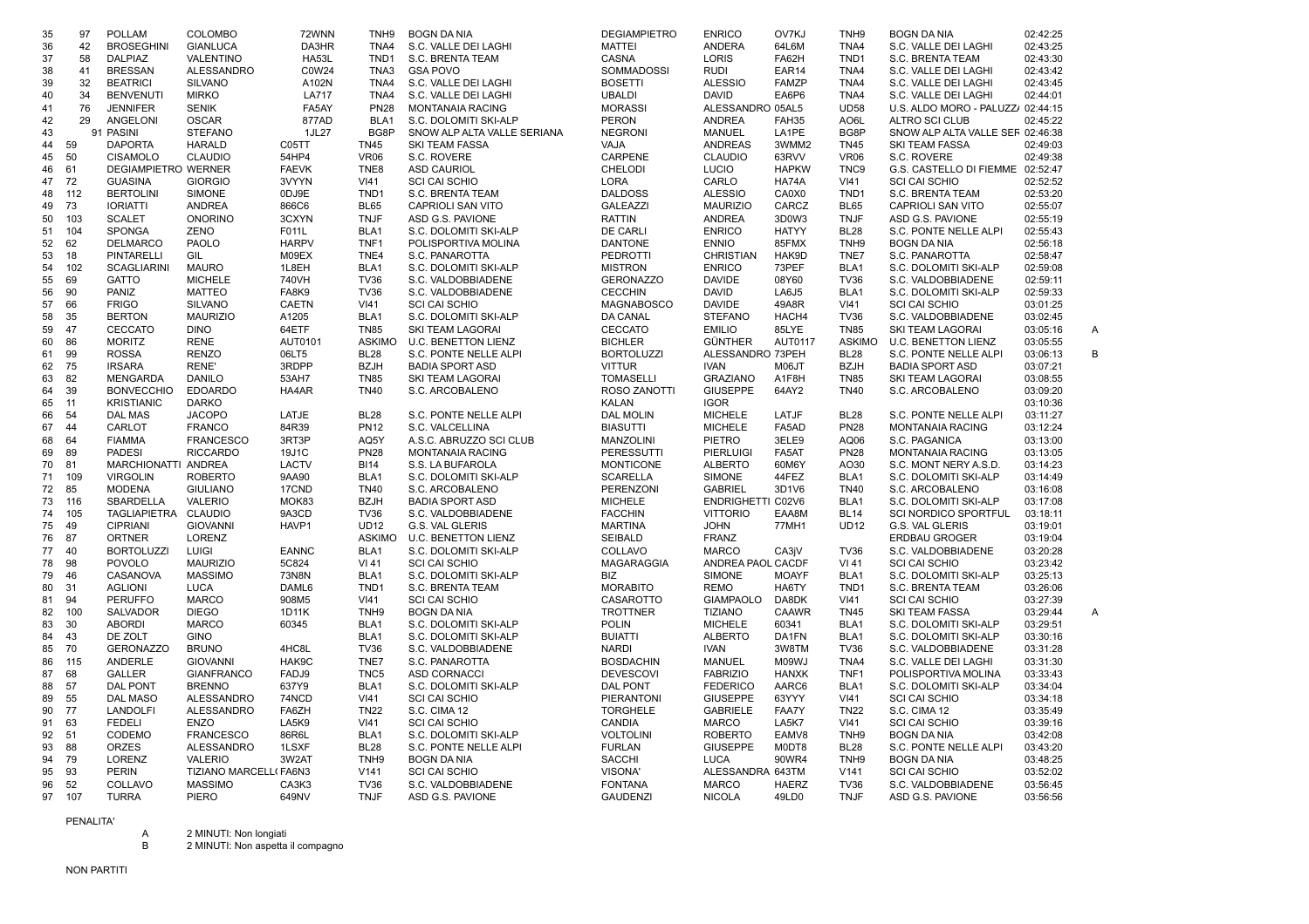| | | | | | | | | | | | | | |
|---|---|---|---|---|---|---|---|---|---|---|---|---|---|
| 35 | 97 | POLLAM | COLOMBO | 72WNN | TNH9 | BOGN DA NIA | DEGIAMPIETRO | ENRICO | OV7KJ | TNH9 | BOGN DA NIA | 02:42:25 | |
| 36 | 42 | BROSEGHINI | GIANLUCA | DA3HR | TNA4 | S.C. VALLE DEI LAGHI | MATTEI | ANDERA | 64L6M | TNA4 | S.C. VALLE DEI LAGHI | 02:43:25 | |
| 37 | 58 | DALPIAZ | VALENTINO | HA53L | TND1 | S.C. BRENTA TEAM | CASNA | LORIS | FA62H | TND1 | S.C. BRENTA TEAM | 02:43:30 | |
| 38 | 41 | BRESSAN | ALESSANDRO | C0W24 | TNA3 | GSA POVO | SOMMADOSSI | RUDI | EAR14 | TNA4 | S.C. VALLE DEI LAGHI | 02:43:42 | |
| 39 | 32 | BEATRICI | SILVANO | A102N | TNA4 | S.C. VALLE DEI LAGHI | BOSETTI | ALESSIO | FAMZP | TNA4 | S.C. VALLE DEI LAGHI | 02:43:45 | |
| 40 | 34 | BENVENUTI | MIRKO | LA717 | TNA4 | S.C. VALLE DEI LAGHI | UBALDI | DAVID | EA6P6 | TNA4 | S.C. VALLE DEI LAGHI | 02:44:01 | |
| 41 | 76 | JENNIFER | SENIK | FA5AY | PN28 | MONTANAIA RACING | MORASSI | ALESSANDRO | 05AL5 | UD58 | U.S. ALDO MORO - PALUZZA | 02:44:15 | |
| 42 | 29 | ANGELONI | OSCAR | 877AD | BLA1 | S.C. DOLOMITI SKI-ALP | PERON | ANDREA | FAH35 | AO6L | ALTRO SCI CLUB | 02:45:22 | |
| 43 | 91 | PASINI | STEFANO | 1JL27 | BG8P | SNOW ALP ALTA VALLE SERIANA | NEGRONI | MANUEL | LA1PE | BG8P | SNOW ALP ALTA VALLE SER | 02:46:38 | |
| 44 | 59 | DAPORTA | HARALD | C05TT | TN45 | SKI TEAM FASSA | VAJA | ANDREAS | 3WMM2 | TN45 | SKI TEAM FASSA | 02:49:03 | |
| 45 | 50 | CISAMOLO | CLAUDIO | 54HP4 | VR06 | S.C. ROVERE | CARPENE | CLAUDIO | 63RVV | VR06 | S.C. ROVERE | 02:49:38 | |
| 46 | 61 | DEGIAMPIETRO | WERNER | FAEVK | TNE8 | ASD CAURIOL | CHELODI | LUCIO | HAPKW | TNC9 | G.S. CASTELLO DI FIEMME | 02:52:47 | |
| 47 | 72 | GUASINA | GIORGIO | 3VYYN | VI41 | SCI CAI SCHIO | LORA | CARLO | HA74A | VI41 | SCI CAI SCHIO | 02:52:52 | |
| 48 | 112 | BERTOLINI | SIMONE | 0DJ9E | TND1 | S.C. BRENTA TEAM | DALDOSS | ALESSIO | CA0X0 | TND1 | S.C. BRENTA TEAM | 02:53:20 | |
| 49 | 73 | IORIATTI | ANDREA | 866C6 | BL65 | CAPRIOLI SAN VITO | GALEAZZI | MAURIZIO | CARCZ | BL65 | CAPRIOLI SAN VITO | 02:55:07 | |
| 50 | 103 | SCALET | ONORINO | 3CXYN | TNJF | ASD G.S. PAVIONE | RATTIN | ANDREA | 3D0W3 | TNJF | ASD G.S. PAVIONE | 02:55:19 | |
| 51 | 104 | SPONGA | ZENO | F011L | BLA1 | S.C. DOLOMITI SKI-ALP | DE CARLI | ENRICO | HATYY | BL28 | S.C. PONTE NELLE ALPI | 02:55:43 | |
| 52 | 62 | DELMARCO | PAOLO | HARPV | TNF1 | POLISPORTIVA MOLINA | DANTONE | ENNIO | 85FMX | TNH9 | BOGN DA NIA | 02:56:18 | |
| 53 | 18 | PINTARELLI | GIL | M09EX | TNE4 | S.C. PANAROTTA | PEDROTTI | CHRISTIAN | HAK9D | TNE7 | S.C. PANAROTTA | 02:58:47 | |
| 54 | 102 | SCAGLIARINI | MAURO | 1L8EH | BLA1 | S.C. DOLOMITI SKI-ALP | MISTRON | ENRICO | 73PEF | BLA1 | S.C. DOLOMITI SKI-ALP | 02:59:08 | |
| 55 | 69 | GATTO | MICHELE | 740VH | TV36 | S.C. VALDOBBIADENE | GERONAZZO | DAVIDE | 08Y60 | TV36 | S.C. VALDOBBIADENE | 02:59:11 | |
| 56 | 90 | PANIZ | MATTEO | FA8K9 | TV36 | S.C. VALDOBBIADENE | CECCHIN | DAVID | LA6J5 | BLA1 | S.C. DOLOMITI SKI-ALP | 02:59:33 | |
| 57 | 66 | FRIGO | SILVANO | CAETN | VI41 | SCI CAI SCHIO | MAGNABOSCO | DAVIDE | 49A8R | VI41 | SCI CAI SCHIO | 03:01:25 | |
| 58 | 35 | BERTON | MAURIZIO | A1205 | BLA1 | S.C. DOLOMITI SKI-ALP | DA CANAL | STEFANO | HACH4 | TV36 | S.C. VALDOBBIADENE | 03:02:45 | |
| 59 | 47 | CECCATO | DINO | 64ETF | TN85 | SKI TEAM LAGORAI | CECCATO | EMILIO | 85LYE | TN85 | SKI TEAM LAGORAI | 03:05:16 | A |
| 60 | 86 | MORITZ | RENE | AUT0101 | ASKIMO | U.C. BENETTON LIENZ | BICHLER | GÜNTHER | AUT0117 | ASKIMO | U.C. BENETTON LIENZ | 03:05:55 | |
| 61 | 99 | ROSSA | RENZO | 06LT5 | BL28 | S.C. PONTE NELLE ALPI | BORTOLUZZI | ALESSANDRO | 73PEH | BL28 | S.C. PONTE NELLE ALPI | 03:06:13 | B |
| 62 | 75 | IRSARA | RENE' | 3RDPP | BZJH | BADIA SPORT ASD | VITTUR | IVAN | M06JT | BZJH | BADIA SPORT ASD | 03:07:21 | |
| 63 | 82 | MENGARDA | DANILO | 53AH7 | TN85 | SKI TEAM LAGORAI | TOMASELLI | GRAZIANO | A1F8H | TN85 | SKI TEAM LAGORAI | 03:08:55 | |
| 64 | 39 | BONVECCHIO | EDOARDO | HA4AR | TN40 | S.C. ARCOBALENO | ROSO ZANOTTI | GIUSEPPE | 64AY2 | TN40 | S.C. ARCOBALENO | 03:09:20 | |
| 65 | 11 | KRISTIANIC | DARKO | | | | KALAN | IGOR | | | | 03:10:36 | |
| 66 | 54 | DAL MAS | JACOPO | LATJE | BL28 | S.C. PONTE NELLE ALPI | DAL MOLIN | MICHELE | LATJF | BL28 | S.C. PONTE NELLE ALPI | 03:11:27 | |
| 67 | 44 | CARLOT | FRANCO | 84R39 | PN12 | S.C. VALCELLINA | BIASUTTI | MICHELE | FA5AD | PN28 | MONTANAIA RACING | 03:12:24 | |
| 68 | 64 | FIAMMA | FRANCESCO | 3RT3P | AQ5Y | A.S.C. ABRUZZO SCI CLUB | MANZOLINI | PIETRO | 3ELE9 | AQ06 | S.C. PAGANICA | 03:13:00 | |
| 69 | 89 | PADESI | RICCARDO | 19J1C | PN28 | MONTANAIA RACING | PERESSUTTI | PIERLUIGI | FA5AT | PN28 | MONTANAIA RACING | 03:13:05 | |
| 70 | 81 | MARCHIONATTI | ANDREA | LACTV | BI14 | S.S. LA BUFAROLA | MONTICONE | ALBERTO | 60M6Y | AO30 | S.C. MONT NERY A.S.D. | 03:14:23 | |
| 71 | 109 | VIRGOLIN | ROBERTO | 9AA90 | BLA1 | S.C. DOLOMITI SKI-ALP | SCARELLA | SIMONE | 44FEZ | BLA1 | S.C. DOLOMITI SKI-ALP | 03:14:49 | |
| 72 | 85 | MODENA | GIULIANO | 17CND | TN40 | S.C. ARCOBALENO | PERENZONI | GABRIEL | 3D1V6 | TN40 | S.C. ARCOBALENO | 03:16:08 | |
| 73 | 116 | SBARDELLA | VALERIO | MOK83 | BZJH | BADIA SPORT ASD | MICHELE | ENDRIGHETTI | C02V6 | BLA1 | S.C. DOLOMITI SKI-ALP | 03:17:08 | |
| 74 | 105 | TAGLIAPIETRA | CLAUDIO | 9A3CD | TV36 | S.C. VALDOBBIADENE | FACCHIN | VITTORIO | EAA8M | BL14 | SCI NORDICO SPORTFUL | 03:18:11 | |
| 75 | 49 | CIPRIANI | GIOVANNI | HAVP1 | UD12 | G.S. VAL GLERIS | MARTINA | JOHN | 77MH1 | UD12 | G.S. VAL GLERIS | 03:19:01 | |
| 76 | 87 | ORTNER | LORENZ | | ASKIMO | U.C. BENETTON LIENZ | SEIBALD | FRANZ | | | ERDBAU GROGER | 03:19:04 | |
| 77 | 40 | BORTOLUZZI | LUIGI | EANNC | BLA1 | S.C. DOLOMITI SKI-ALP | COLLAVO | MARCO | CA3jV | TV36 | S.C. VALDOBBIADENE | 03:20:28 | |
| 78 | 98 | POVOLO | MAURIZIO | 5C824 | VI 41 | SCI CAI SCHIO | MAGARAGGIA | ANDREA PAOL | CACDF | VI 41 | SCI CAI SCHIO | 03:23:42 | |
| 79 | 46 | CASANOVA | MASSIMO | 73N8N | BLA1 | S.C. DOLOMITI SKI-ALP | BIZ | SIMONE | MOAYF | BLA1 | S.C. DOLOMITI SKI-ALP | 03:25:13 | |
| 80 | 31 | AGLIONI | LUCA | DAML6 | TND1 | S.C. BRENTA TEAM | MORABITO | REMO | HA6TY | TND1 | S.C. BRENTA TEAM | 03:26:06 | |
| 81 | 94 | PERUFFO | MARCO | 908M5 | VI41 | SCI CAI SCHIO | CASAROTTO | GIAMPAOLO | DA8DK | VI41 | SCI CAI SCHIO | 03:27:39 | |
| 82 | 100 | SALVADOR | DIEGO | 1D11K | TNH9 | BOGN DA NIA | TROTTNER | TIZIANO | CAAWR | TN45 | SKI TEAM FASSA | 03:29:44 | A |
| 83 | 30 | ABORDI | MARCO | 60345 | BLA1 | S.C. DOLOMITI SKI-ALP | POLIN | MICHELE | 60341 | BLA1 | S.C. DOLOMITI SKI-ALP | 03:29:51 | |
| 84 | 43 | DE ZOLT | GINO | | BLA1 | S.C. DOLOMITI SKI-ALP | BUIATTI | ALBERTO | DA1FN | BLA1 | S.C. DOLOMITI SKI-ALP | 03:30:16 | |
| 85 | 70 | GERONAZZO | BRUNO | 4HC8L | TV36 | S.C. VALDOBBIADENE | NARDI | IVAN | 3W8TM | TV36 | S.C. VALDOBBIADENE | 03:31:28 | |
| 86 | 115 | ANDERLE | GIOVANNI | HAK9C | TNE7 | S.C. PANAROTTA | BOSDACHIN | MANUEL | M09WJ | TNA4 | S.C. VALLE DEI LAGHI | 03:31:30 | |
| 87 | 68 | GALLER | GIANFRANCO | FADJ9 | TNC5 | ASD CORNACCI | DEVESCOVI | FABRIZIO | HANXK | TNF1 | POLISPORTIVA MOLINA | 03:33:43 | |
| 88 | 57 | DAL PONT | BRENNO | 637Y9 | BLA1 | S.C. DOLOMITI SKI-ALP | DAL PONT | FEDERICO | AARC6 | BLA1 | S.C. DOLOMITI SKI-ALP | 03:34:04 | |
| 89 | 55 | DAL MASO | ALESSANDRO | 74NCD | VI41 | SCI CAI SCHIO | PIERANTONI | GIUSEPPE | 63YYY | VI41 | SCI CAI SCHIO | 03:34:18 | |
| 90 | 77 | LANDOLFI | ALESSANDRO | FA6ZH | TN22 | S.C. CIMA 12 | TORGHELE | GABRIELE | FAA7Y | TN22 | S.C. CIMA 12 | 03:35:49 | |
| 91 | 63 | FEDELI | ENZO | LA5K9 | VI41 | SCI CAI SCHIO | CANDIA | MARCO | LA5K7 | VI41 | SCI CAI SCHIO | 03:39:16 | |
| 92 | 51 | CODEMO | FRANCESCO | 86R6L | BLA1 | S.C. DOLOMITI SKI-ALP | VOLTOLINI | ROBERTO | EAMV8 | TNH9 | BOGN DA NIA | 03:42:08 | |
| 93 | 88 | ORZES | ALESSANDRO | 1LSXF | BL28 | S.C. PONTE NELLE ALPI | FURLAN | GIUSEPPE | M0DT8 | BL28 | S.C. PONTE NELLE ALPI | 03:43:20 | |
| 94 | 79 | LORENZ | VALERIO | 3W2AT | TNH9 | BOGN DA NIA | SACCHI | LUCA | 90WR4 | TNH9 | BOGN DA NIA | 03:48:25 | |
| 95 | 93 | PERIN | TIZIANO MARCELLO | FA6N3 | V141 | SCI CAI SCHIO | VISONA' | ALESSANDRA | 643TM | V141 | SCI CAI SCHIO | 03:52:02 | |
| 96 | 52 | COLLAVO | MASSIMO | CA3K3 | TV36 | S.C. VALDOBBIADENE | FONTANA | MARCO | HAERZ | TV36 | S.C. VALDOBBIADENE | 03:56:45 | |
| 97 | 107 | TURRA | PIERO | 649NV | TNJF | ASD G.S. PAVIONE | GAUDENZI | NICOLA | 49LD0 | TNJF | ASD G.S. PAVIONE | 03:56:56 | |

PENALITA'

A 2 MINUTI: Non longiati

B 2 MINUTI: Non aspetta il compagno

NON PARTITI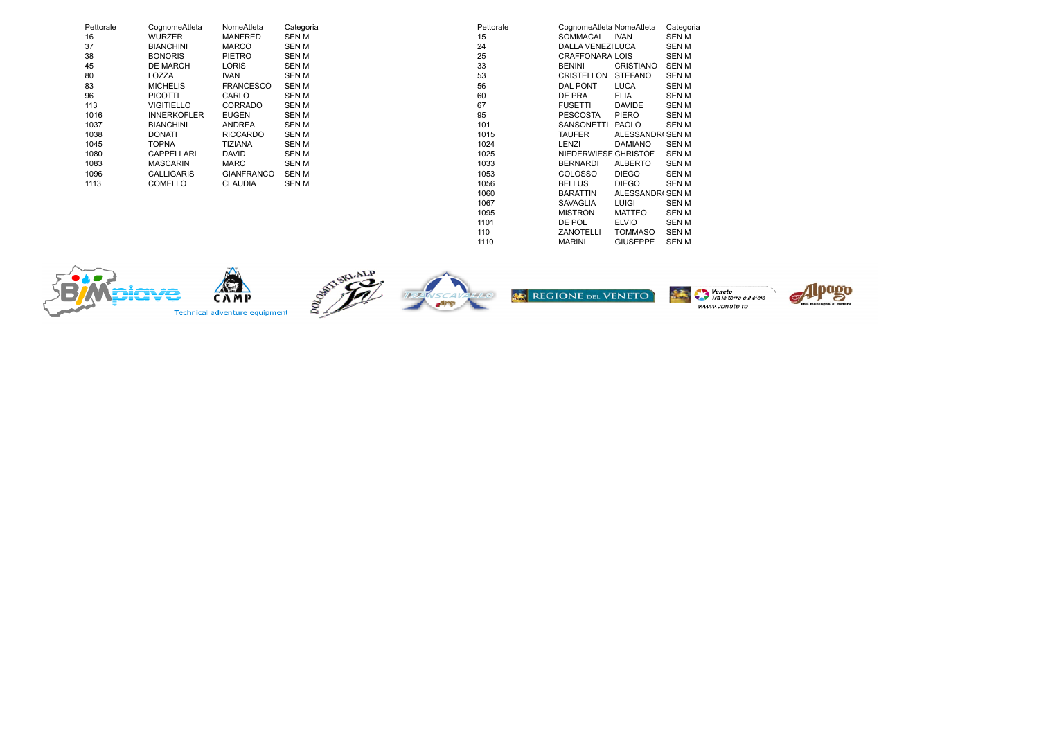| Pettorale | CognomeAtleta | NomeAtleta | Categoria |
|---|---|---|---|
| 16 | WURZER | MANFRED | SEN M |
| 37 | BIANCHINI | MARCO | SEN M |
| 38 | BONORIS | PIETRO | SEN M |
| 45 | DE MARCH | LORIS | SEN M |
| 80 | LOZZA | IVAN | SEN M |
| 83 | MICHELIS | FRANCESCO | SEN M |
| 96 | PICOTTI | CARLO | SEN M |
| 113 | VIGITIELLO | CORRADO | SEN M |
| 1016 | INNERKOFLER | EUGEN | SEN M |
| 1037 | BIANCHINI | ANDREA | SEN M |
| 1038 | DONATI | RICCARDO | SEN M |
| 1045 | TOPNA | TIZIANA | SEN M |
| 1080 | CAPPELLARI | DAVID | SEN M |
| 1083 | MASCARIN | MARC | SEN M |
| 1096 | CALLIGARIS | GIANFRANCO | SEN M |
| 1113 | COMELLO | CLAUDIA | SEN M |

| Pettorale | CognomeAtleta | NomeAtleta | Categoria |
|---|---|---|---|
| 15 | SOMMACAL | IVAN | SEN M |
| 24 | DALLA VENEZI | LUCA | SEN M |
| 25 | CRAFFONARA | LOIS | SEN M |
| 33 | BENINI | CRISTIANO | SEN M |
| 53 | CRISTELLON | STEFANO | SEN M |
| 56 | DAL PONT | LUCA | SEN M |
| 60 | DE PRA | ELIA | SEN M |
| 67 | FUSETTI | DAVIDE | SEN M |
| 95 | PESCOSTA | PIERO | SEN M |
| 101 | SANSONETTI | PAOLO | SEN M |
| 1015 | TAUFER | ALESSANDR( | SEN M |
| 1024 | LENZI | DAMIANO | SEN M |
| 1025 | NIEDERWIESE | CHRISTOF | SEN M |
| 1033 | BERNARDI | ALBERTO | SEN M |
| 1053 | COLOSSO | DIEGO | SEN M |
| 1056 | BELLUS | DIEGO | SEN M |
| 1060 | BARATTIN | ALESSANDR( | SEN M |
| 1067 | SAVAGLIA | LUIGI | SEN M |
| 1095 | MISTRON | MATTEO | SEN M |
| 1101 | DE POL | ELVIO | SEN M |
| 110 | ZANOTELLI | TOMMASO | SEN M |
| 1110 | MARINI | GIUSEPPE | SEN M |